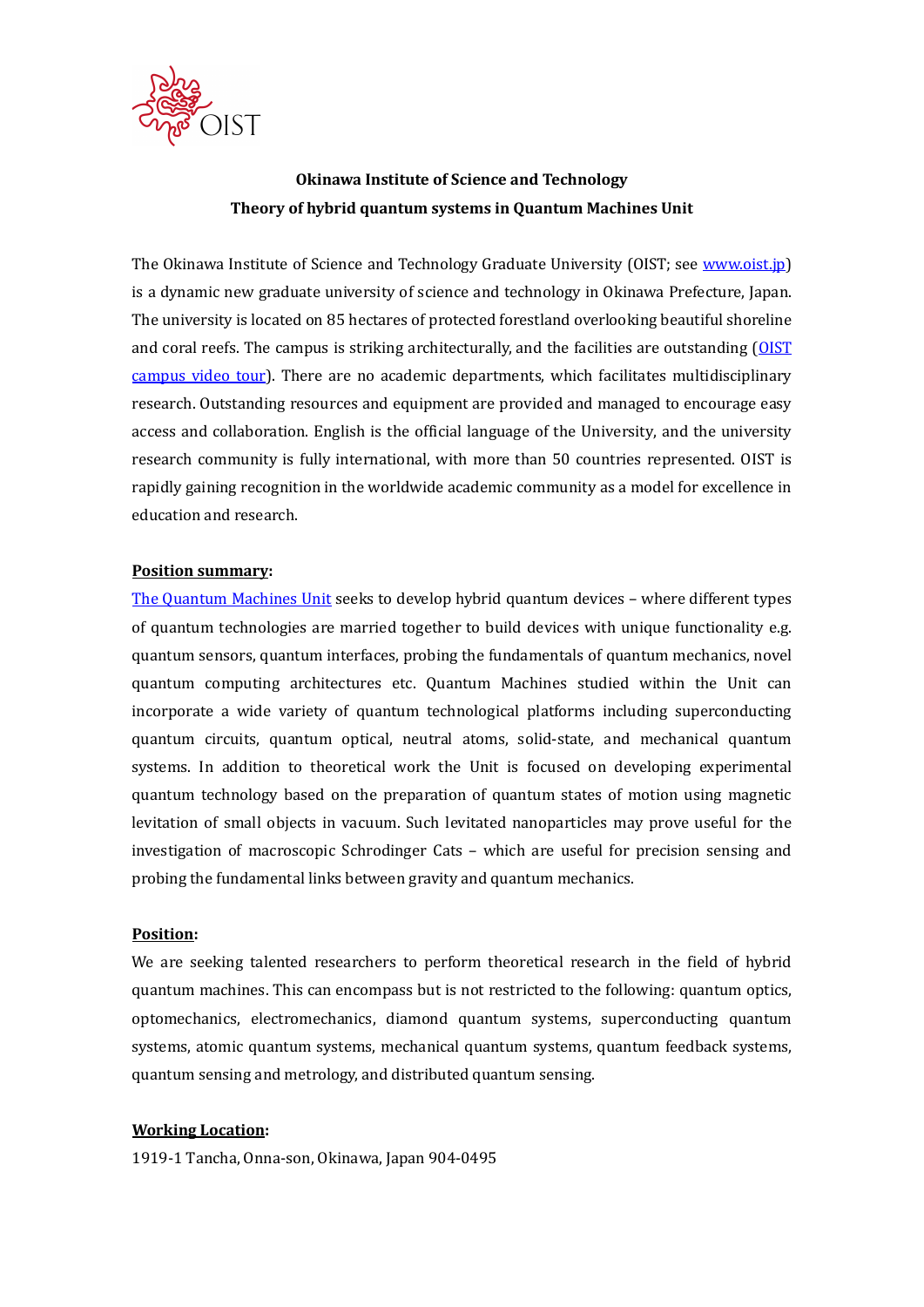**Okinawa Institute of Science and Technology**

**Theory of hybrid quantum systems in Quantum Machines Unit**

The Okinawa Institute of Science and Technology Graduate University (OIST; see [www.oist.jp](www.oist.jp)) is a dynamic new graduate university of science and technology in Okinawa Prefecture, Japan. The university is located on 85 hectares of protected forestland overlooking beautiful shoreline and coral reefs. The campus is striking architecturally, and the facilities are outstanding ([OIST campus video tour]()). There are no academic departments, which facilitates multidisciplinary research. Outstanding resources and equipment are provided and managed to encourage easy access and collaboration. English is the official language of the University, and the university research community is fully international, with more than 50 countries represented. OIST is rapidly gaining recognition in the worldwide academic community as a model for excellence in education and research.

**Position summary:**

[The Quantum Machines Unit]() seeks to develop hybrid quantum devices – where different types of quantum technologies are married together to build devices with unique functionality e.g. quantum sensors, quantum interfaces, probing the fundamentals of quantum mechanics, novel quantum computing architectures etc. Quantum Machines studied within the Unit can incorporate a wide variety of quantum technological platforms including superconducting quantum circuits, quantum optical, neutral atoms, solid-state, and mechanical quantum systems. In addition to theoretical work the Unit is focused on developing experimental quantum technology based on the preparation of quantum states of motion using magnetic levitation of small objects in vacuum. Such levitated nanoparticles may prove useful for the investigation of macroscopic Schrodinger Cats – which are useful for precision sensing and probing the fundamental links between gravity and quantum mechanics.

**Position:**

We are seeking talented researchers to perform theoretical research in the field of hybrid quantum machines. This can encompass but is not restricted to the following: quantum optics, optomechanics, electromechanics, diamond quantum systems, superconducting quantum systems, atomic quantum systems, mechanical quantum systems, quantum feedback systems, quantum sensing and metrology, and distributed quantum sensing.

**Working Location:**

1919-1 Tancha, Onna-son, Okinawa, Japan 904-0495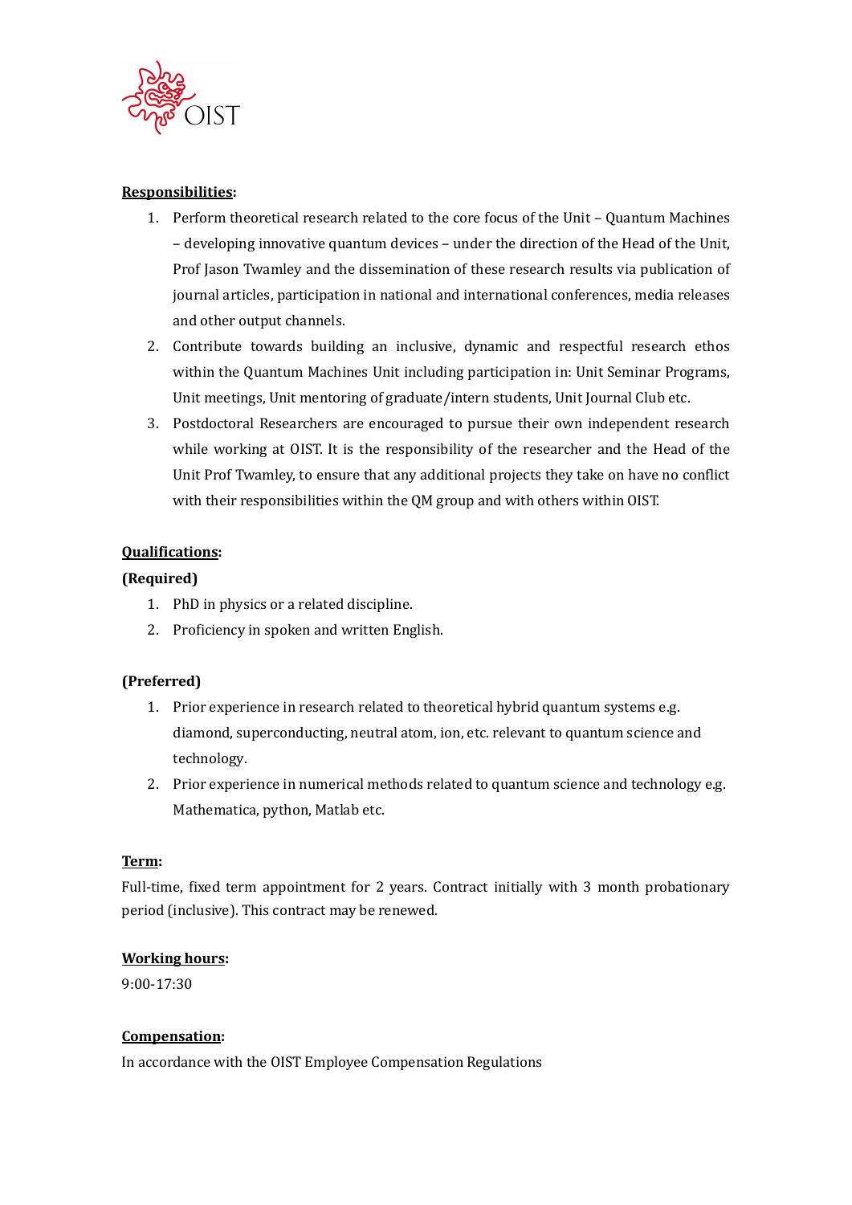**Responsibilities:**

1. Perform theoretical research related to the core focus of the Unit – Quantum Machines – developing innovative quantum devices – under the direction of the Head of the Unit, Prof Jason Twamley and the dissemination of these research results via publication of journal articles, participation in national and international conferences, media releases and other output channels.
2. Contribute towards building an inclusive, dynamic and respectful research ethos within the Quantum Machines Unit including participation in: Unit Seminar Programs, Unit meetings, Unit mentoring of graduate/intern students, Unit Journal Club etc.
3. Postdoctoral Researchers are encouraged to pursue their own independent research while working at OIST. It is the responsibility of the researcher and the Head of the Unit Prof Twamley, to ensure that any additional projects they take on have no conflict with their responsibilities within the QM group and with others within OIST.

**Qualifications:**

**(Required)**

1. PhD in physics or a related discipline.
2. Proficiency in spoken and written English.

**(Preferred)**

1. Prior experience in research related to theoretical hybrid quantum systems e.g. diamond, superconducting, neutral atom, ion, etc. relevant to quantum science and technology.
2. Prior experience in numerical methods related to quantum science and technology e.g. Mathematica, python, Matlab etc.

**Term:**

Full-time, fixed term appointment for 2 years. Contract initially with 3 month probationary period (inclusive). This contract may be renewed.

**Working hours:**

9:00-17:30

**Compensation:**

In accordance with the OIST Employee Compensation Regulations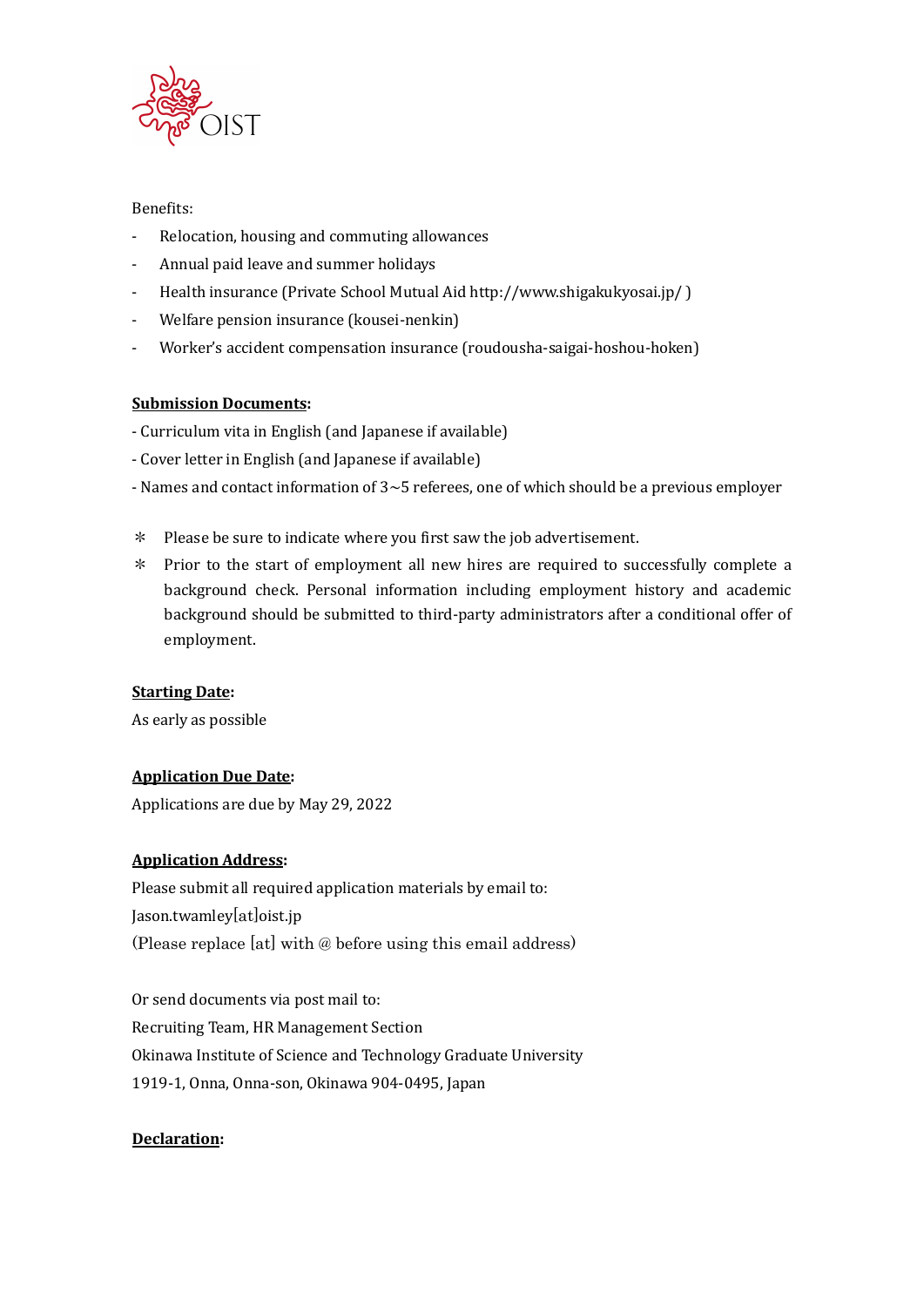Benefits:

- Relocation, housing and commuting allowances
- Annual paid leave and summer holidays
- Health insurance (Private School Mutual Aid http://www.shigakukyosai.jp/ )
- Welfare pension insurance (kousei-nenkin)
- Worker's accident compensation insurance (roudousha-saigai-hoshou-hoken)

**Submission Documents:**

- Curriculum vita in English (and Japanese if available)
- Cover letter in English (and Japanese if available)
- Names and contact information of 3~5 referees, one of which should be a previous employer

＊ Please be sure to indicate where you first saw the job advertisement.

＊ Prior to the start of employment all new hires are required to successfully complete a background check. Personal information including employment history and academic background should be submitted to third-party administrators after a conditional offer of employment.

**Starting Date:**

As early as possible

**Application Due Date:**

Applications are due by May 29, 2022

**Application Address:**

Please submit all required application materials by email to:
Jason.twamley[at]oist.jp
(Please replace [at] with @ before using this email address)

Or send documents via post mail to:
Recruiting Team, HR Management Section
Okinawa Institute of Science and Technology Graduate University
1919-1, Onna, Onna-son, Okinawa 904-0495, Japan

**Declaration:**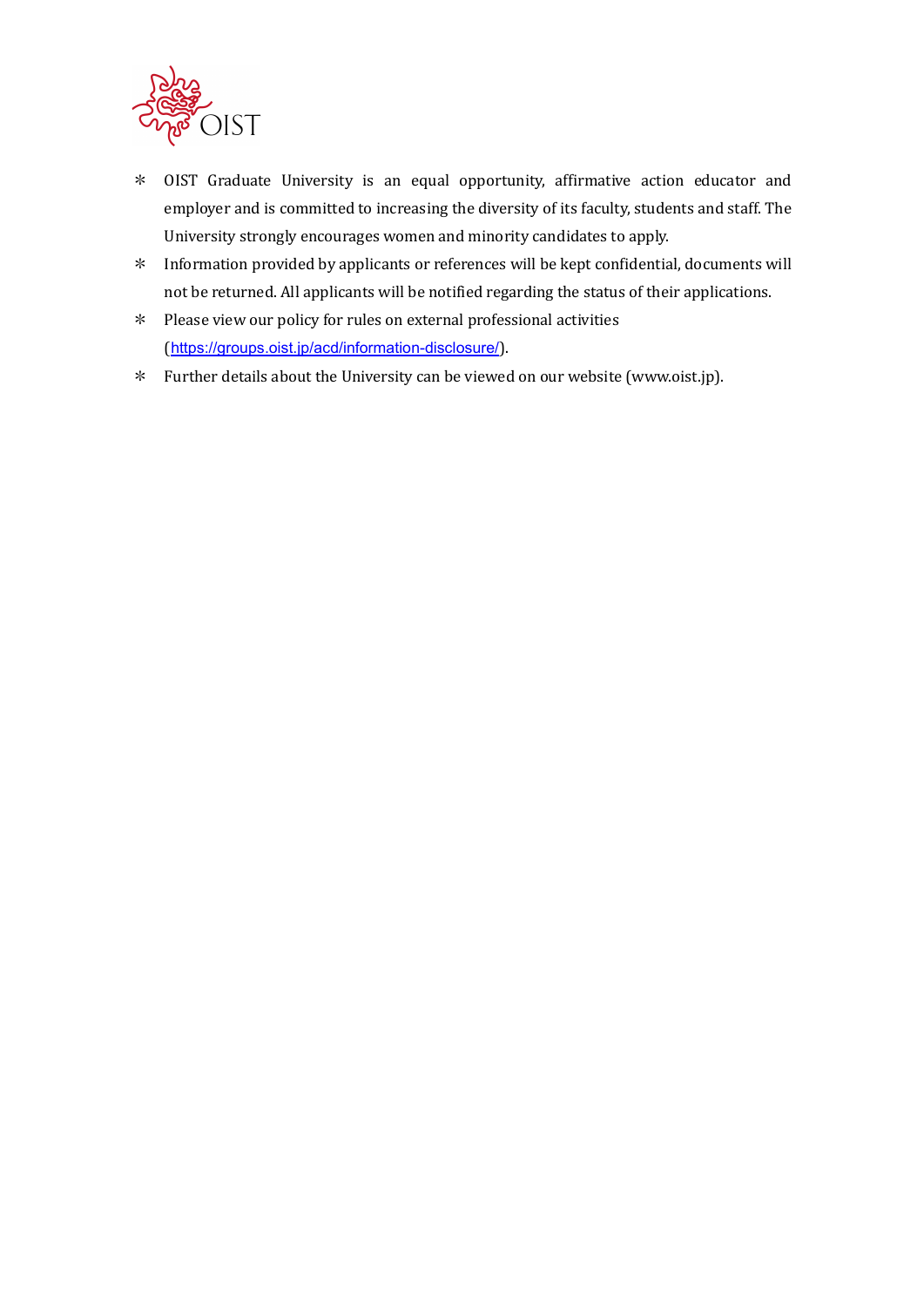- OIST Graduate University is an equal opportunity, affirmative action educator and employer and is committed to increasing the diversity of its faculty, students and staff. The University strongly encourages women and minority candidates to apply.
- Information provided by applicants or references will be kept confidential, documents will not be returned. All applicants will be notified regarding the status of their applications.
- Please view our policy for rules on external professional activities (https://groups.oist.jp/acd/information-disclosure/).
- Further details about the University can be viewed on our website (www.oist.jp).